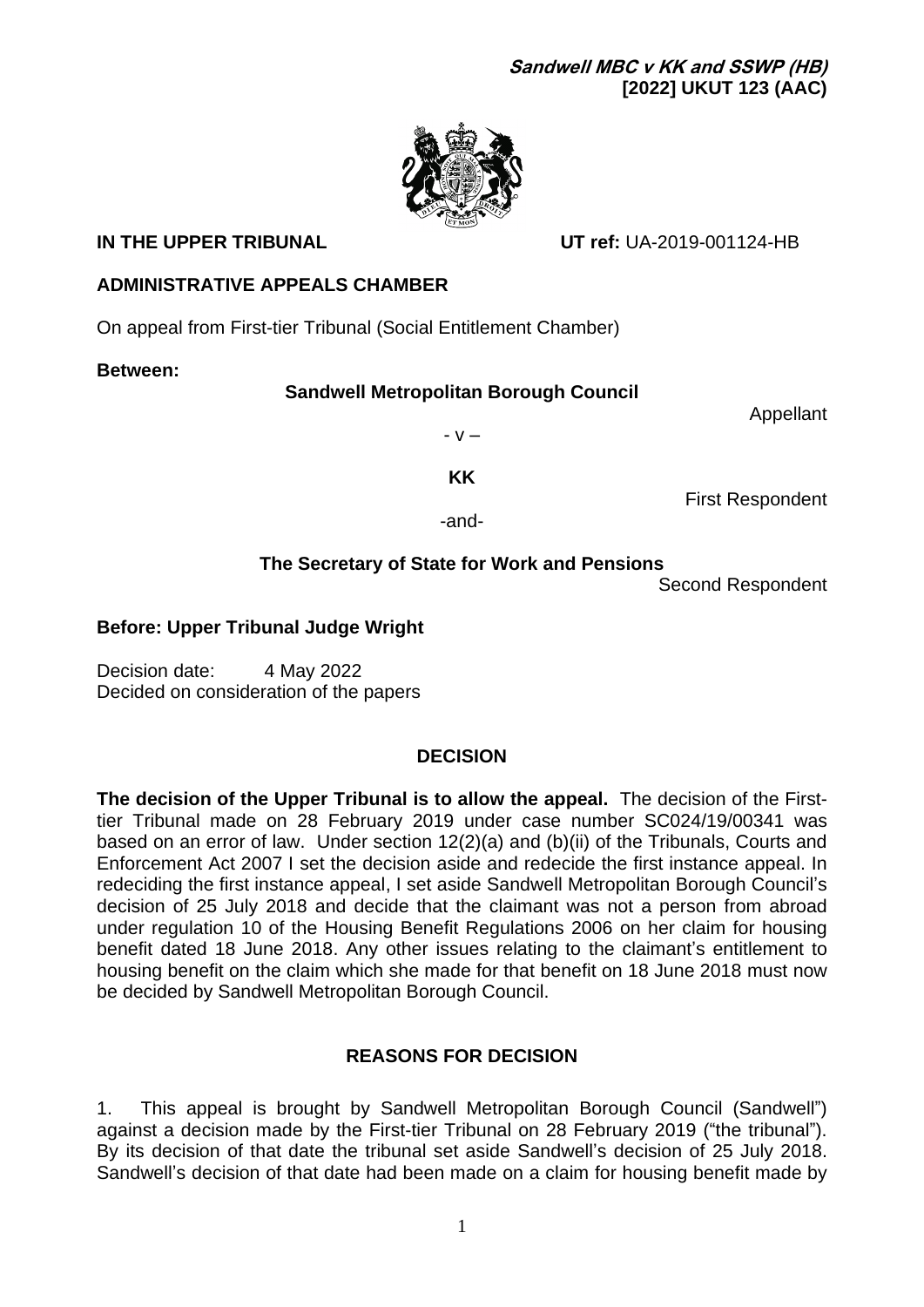***Sandwell MBC v KK and SSWP (HB)***
**[2022] UKUT 123 (AAC)**

**IN THE UPPER TRIBUNAL** **UT ref:** UA-2019-001124-HB

**ADMINISTRATIVE APPEALS CHAMBER**

On appeal from First-tier Tribunal (Social Entitlement Chamber)

**Between:**

**Sandwell Metropolitan Borough Council**

Appellant

\- v –

**KK**

First Respondent

-and-

**The Secretary of State for Work and Pensions**

Second Respondent

**Before: Upper Tribunal Judge Wright**

Decision date: 4 May 2022
Decided on consideration of the papers

## DECISION

**The decision of the Upper Tribunal is to allow the appeal.** The decision of the First-tier Tribunal made on 28 February 2019 under case number SC024/19/00341 was based on an error of law. Under section 12(2)(a) and (b)(ii) of the Tribunals, Courts and Enforcement Act 2007 I set the decision aside and redecide the first instance appeal. In redeciding the first instance appeal, I set aside Sandwell Metropolitan Borough Council's decision of 25 July 2018 and decide that the claimant was not a person from abroad under regulation 10 of the Housing Benefit Regulations 2006 on her claim for housing benefit dated 18 June 2018. Any other issues relating to the claimant's entitlement to housing benefit on the claim which she made for that benefit on 18 June 2018 must now be decided by Sandwell Metropolitan Borough Council.

## REASONS FOR DECISION

1. This appeal is brought by Sandwell Metropolitan Borough Council (Sandwell") against a decision made by the First-tier Tribunal on 28 February 2019 ("the tribunal"). By its decision of that date the tribunal set aside Sandwell's decision of 25 July 2018. Sandwell's decision of that date had been made on a claim for housing benefit made by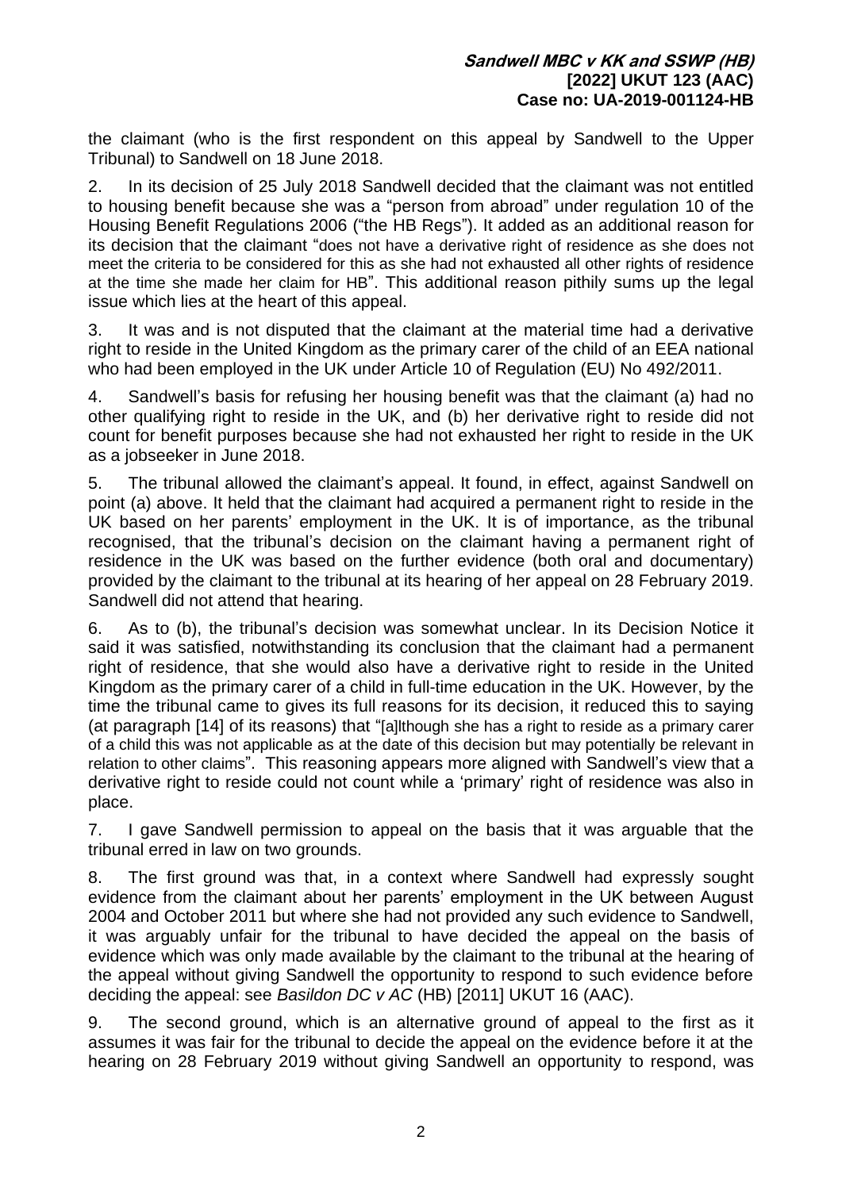the claimant (who is the first respondent on this appeal by Sandwell to the Upper Tribunal) to Sandwell on 18 June 2018.

2. In its decision of 25 July 2018 Sandwell decided that the claimant was not entitled to housing benefit because she was a "person from abroad" under regulation 10 of the Housing Benefit Regulations 2006 ("the HB Regs"). It added as an additional reason for its decision that the claimant "does not have a derivative right of residence as she does not meet the criteria to be considered for this as she had not exhausted all other rights of residence at the time she made her claim for HB". This additional reason pithily sums up the legal issue which lies at the heart of this appeal.

3. It was and is not disputed that the claimant at the material time had a derivative right to reside in the United Kingdom as the primary carer of the child of an EEA national who had been employed in the UK under Article 10 of Regulation (EU) No 492/2011.

4. Sandwell's basis for refusing her housing benefit was that the claimant (a) had no other qualifying right to reside in the UK, and (b) her derivative right to reside did not count for benefit purposes because she had not exhausted her right to reside in the UK as a jobseeker in June 2018.

5. The tribunal allowed the claimant's appeal. It found, in effect, against Sandwell on point (a) above. It held that the claimant had acquired a permanent right to reside in the UK based on her parents' employment in the UK. It is of importance, as the tribunal recognised, that the tribunal's decision on the claimant having a permanent right of residence in the UK was based on the further evidence (both oral and documentary) provided by the claimant to the tribunal at its hearing of her appeal on 28 February 2019. Sandwell did not attend that hearing.

6. As to (b), the tribunal's decision was somewhat unclear. In its Decision Notice it said it was satisfied, notwithstanding its conclusion that the claimant had a permanent right of residence, that she would also have a derivative right to reside in the United Kingdom as the primary carer of a child in full-time education in the UK. However, by the time the tribunal came to gives its full reasons for its decision, it reduced this to saying (at paragraph [14] of its reasons) that "[a]lthough she has a right to reside as a primary carer of a child this was not applicable as at the date of this decision but may potentially be relevant in relation to other claims". This reasoning appears more aligned with Sandwell's view that a derivative right to reside could not count while a 'primary' right of residence was also in place.

7. I gave Sandwell permission to appeal on the basis that it was arguable that the tribunal erred in law on two grounds.

8. The first ground was that, in a context where Sandwell had expressly sought evidence from the claimant about her parents' employment in the UK between August 2004 and October 2011 but where she had not provided any such evidence to Sandwell, it was arguably unfair for the tribunal to have decided the appeal on the basis of evidence which was only made available by the claimant to the tribunal at the hearing of the appeal without giving Sandwell the opportunity to respond to such evidence before deciding the appeal: see *Basildon DC v AC* (HB) [2011] UKUT 16 (AAC).

9. The second ground, which is an alternative ground of appeal to the first as it assumes it was fair for the tribunal to decide the appeal on the evidence before it at the hearing on 28 February 2019 without giving Sandwell an opportunity to respond, was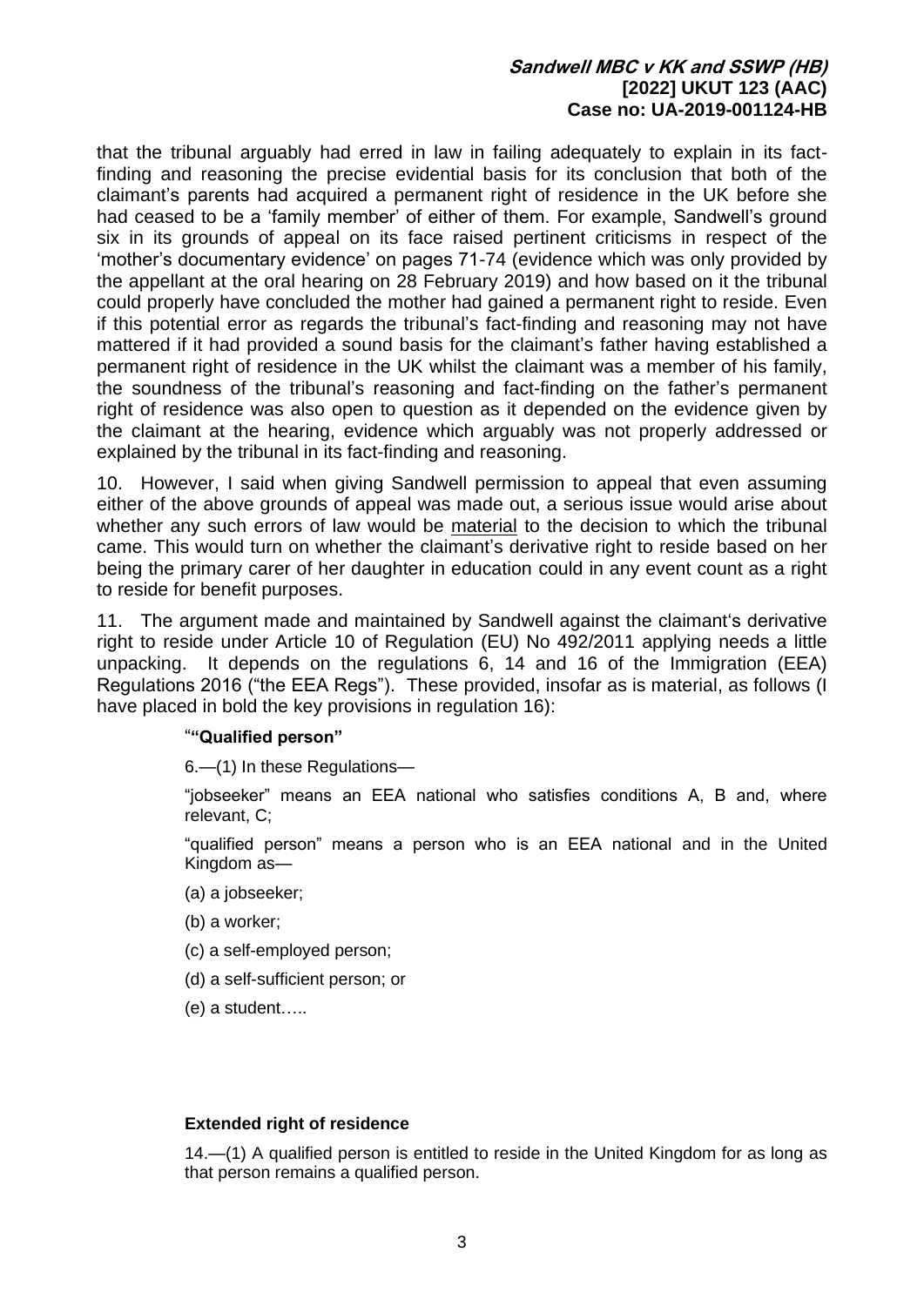that the tribunal arguably had erred in law in failing adequately to explain in its fact-finding and reasoning the precise evidential basis for its conclusion that both of the claimant's parents had acquired a permanent right of residence in the UK before she had ceased to be a 'family member' of either of them. For example, Sandwell's ground six in its grounds of appeal on its face raised pertinent criticisms in respect of the 'mother's documentary evidence' on pages 71-74 (evidence which was only provided by the appellant at the oral hearing on 28 February 2019) and how based on it the tribunal could properly have concluded the mother had gained a permanent right to reside. Even if this potential error as regards the tribunal's fact-finding and reasoning may not have mattered if it had provided a sound basis for the claimant's father having established a permanent right of residence in the UK whilst the claimant was a member of his family, the soundness of the tribunal's reasoning and fact-finding on the father's permanent right of residence was also open to question as it depended on the evidence given by the claimant at the hearing, evidence which arguably was not properly addressed or explained by the tribunal in its fact-finding and reasoning.

10. However, I said when giving Sandwell permission to appeal that even assuming either of the above grounds of appeal was made out, a serious issue would arise about whether any such errors of law would be <u>material</u> to the decision to which the tribunal came. This would turn on whether the claimant's derivative right to reside based on her being the primary carer of her daughter in education could in any event count as a right to reside for benefit purposes.

11. The argument made and maintained by Sandwell against the claimant's derivative right to reside under Article 10 of Regulation (EU) No 492/2011 applying needs a little unpacking. It depends on the regulations 6, 14 and 16 of the Immigration (EEA) Regulations 2016 ("the EEA Regs"). These provided, insofar as is material, as follows (I have placed in bold the key provisions in regulation 16):

> "**"Qualified person"**
>
> 6.—(1) In these Regulations—
>
> "jobseeker" means an EEA national who satisfies conditions A, B and, where relevant, C;
>
> "qualified person" means a person who is an EEA national and in the United Kingdom as—
>
> (a) a jobseeker;
>
> (b) a worker;
>
> (c) a self-employed person;
>
> (d) a self-sufficient person; or
>
> (e) a student…..
>
> **Extended right of residence**
>
> 14.—(1) A qualified person is entitled to reside in the United Kingdom for as long as that person remains a qualified person.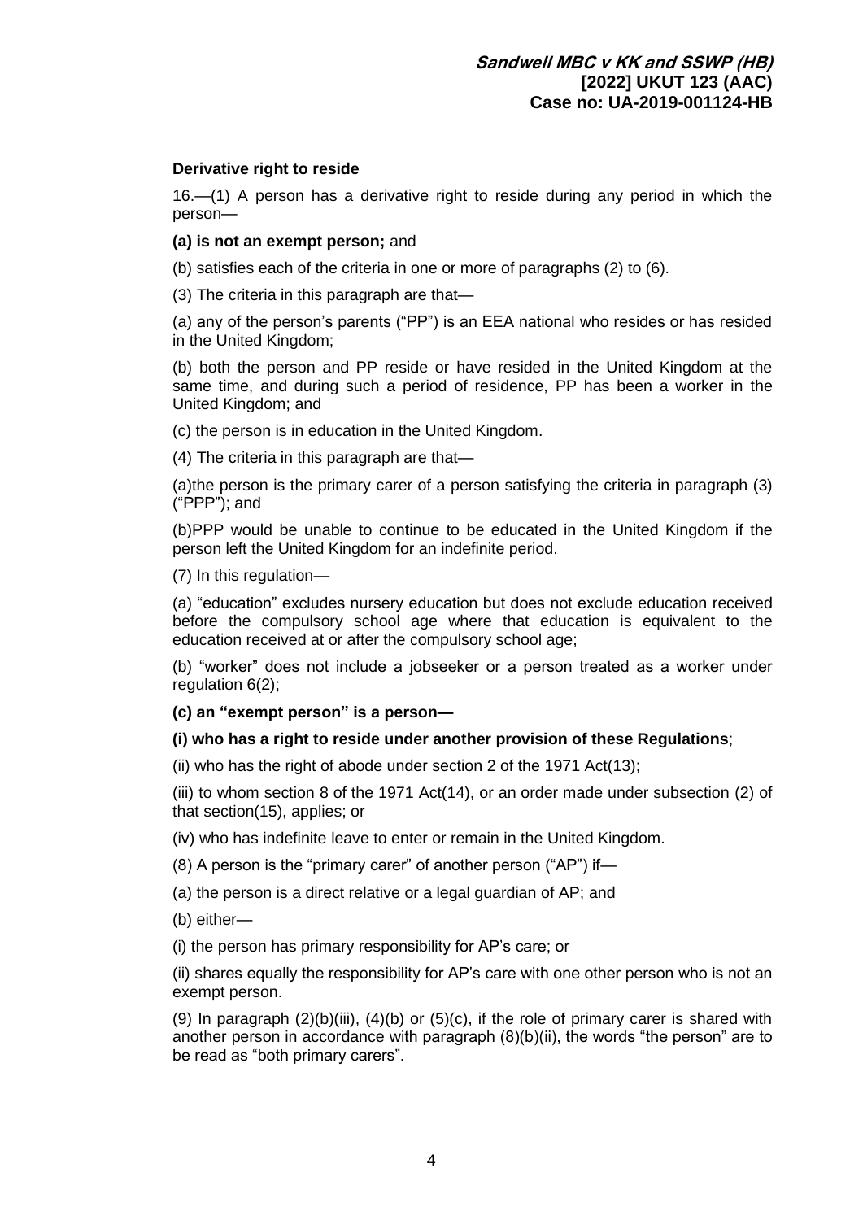**Derivative right to reside**

16.—(1) A person has a derivative right to reside during any period in which the person—

**(a) is not an exempt person;** and

(b) satisfies each of the criteria in one or more of paragraphs (2) to (6).

(3) The criteria in this paragraph are that—

(a) any of the person's parents ("PP") is an EEA national who resides or has resided in the United Kingdom;

(b) both the person and PP reside or have resided in the United Kingdom at the same time, and during such a period of residence, PP has been a worker in the United Kingdom; and

(c) the person is in education in the United Kingdom.

(4) The criteria in this paragraph are that—

(a)the person is the primary carer of a person satisfying the criteria in paragraph (3) ("PPP"); and

(b)PPP would be unable to continue to be educated in the United Kingdom if the person left the United Kingdom for an indefinite period.

(7) In this regulation—

(a) "education" excludes nursery education but does not exclude education received before the compulsory school age where that education is equivalent to the education received at or after the compulsory school age;

(b) "worker" does not include a jobseeker or a person treated as a worker under regulation 6(2);

**(c) an "exempt person" is a person—**

**(i) who has a right to reside under another provision of these Regulations**;

(ii) who has the right of abode under section 2 of the 1971 Act(13);

(iii) to whom section 8 of the 1971 Act(14), or an order made under subsection (2) of that section(15), applies; or

(iv) who has indefinite leave to enter or remain in the United Kingdom.

(8) A person is the "primary carer" of another person ("AP") if—

(a) the person is a direct relative or a legal guardian of AP; and

(b) either—

(i) the person has primary responsibility for AP's care; or

(ii) shares equally the responsibility for AP's care with one other person who is not an exempt person.

(9) In paragraph (2)(b)(iii), (4)(b) or (5)(c), if the role of primary carer is shared with another person in accordance with paragraph (8)(b)(ii), the words "the person" are to be read as "both primary carers".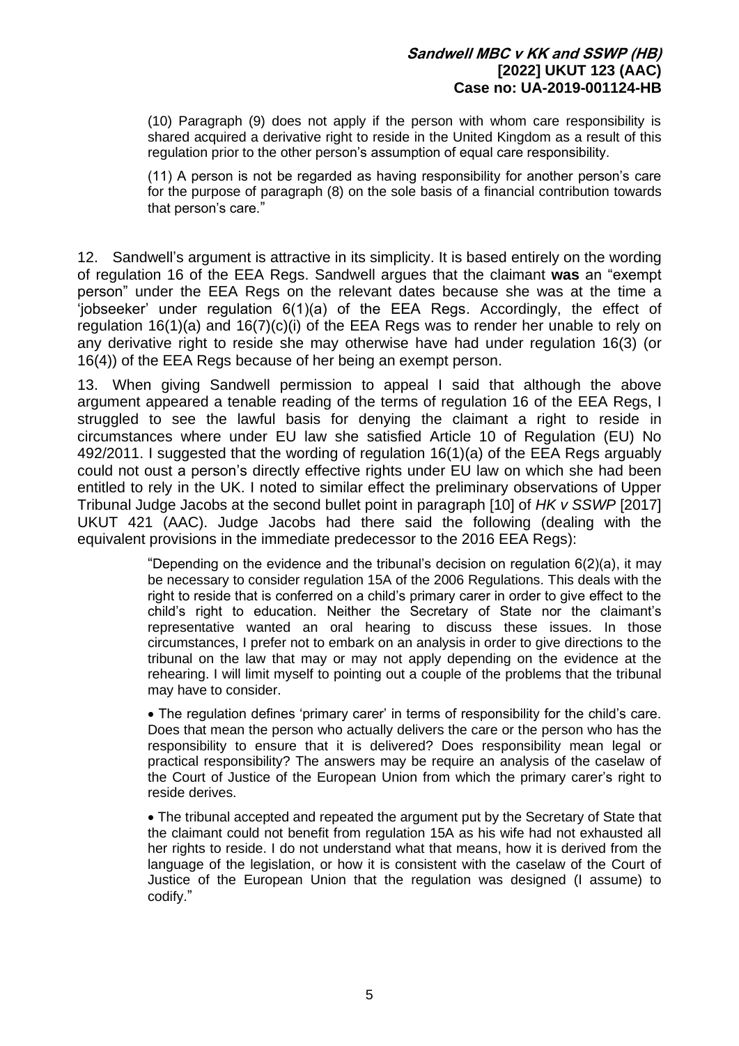(10) Paragraph (9) does not apply if the person with whom care responsibility is shared acquired a derivative right to reside in the United Kingdom as a result of this regulation prior to the other person's assumption of equal care responsibility.

(11) A person is not be regarded as having responsibility for another person's care for the purpose of paragraph (8) on the sole basis of a financial contribution towards that person's care."

12. Sandwell's argument is attractive in its simplicity. It is based entirely on the wording of regulation 16 of the EEA Regs. Sandwell argues that the claimant **was** an "exempt person" under the EEA Regs on the relevant dates because she was at the time a 'jobseeker' under regulation 6(1)(a) of the EEA Regs. Accordingly, the effect of regulation 16(1)(a) and 16(7)(c)(i) of the EEA Regs was to render her unable to rely on any derivative right to reside she may otherwise have had under regulation 16(3) (or 16(4)) of the EEA Regs because of her being an exempt person.

13. When giving Sandwell permission to appeal I said that although the above argument appeared a tenable reading of the terms of regulation 16 of the EEA Regs, I struggled to see the lawful basis for denying the claimant a right to reside in circumstances where under EU law she satisfied Article 10 of Regulation (EU) No 492/2011. I suggested that the wording of regulation 16(1)(a) of the EEA Regs arguably could not oust a person's directly effective rights under EU law on which she had been entitled to rely in the UK. I noted to similar effect the preliminary observations of Upper Tribunal Judge Jacobs at the second bullet point in paragraph [10] of *HK v SSWP* [2017] UKUT 421 (AAC). Judge Jacobs had there said the following (dealing with the equivalent provisions in the immediate predecessor to the 2016 EEA Regs):

> "Depending on the evidence and the tribunal's decision on regulation 6(2)(a), it may be necessary to consider regulation 15A of the 2006 Regulations. This deals with the right to reside that is conferred on a child's primary carer in order to give effect to the child's right to education. Neither the Secretary of State nor the claimant's representative wanted an oral hearing to discuss these issues. In those circumstances, I prefer not to embark on an analysis in order to give directions to the tribunal on the law that may or may not apply depending on the evidence at the rehearing. I will limit myself to pointing out a couple of the problems that the tribunal may have to consider.
>
> - The regulation defines 'primary carer' in terms of responsibility for the child's care. Does that mean the person who actually delivers the care or the person who has the responsibility to ensure that it is delivered? Does responsibility mean legal or practical responsibility? The answers may be require an analysis of the caselaw of the Court of Justice of the European Union from which the primary carer's right to reside derives.
>
> - The tribunal accepted and repeated the argument put by the Secretary of State that the claimant could not benefit from regulation 15A as his wife had not exhausted all her rights to reside. I do not understand what that means, how it is derived from the language of the legislation, or how it is consistent with the caselaw of the Court of Justice of the European Union that the regulation was designed (I assume) to codify."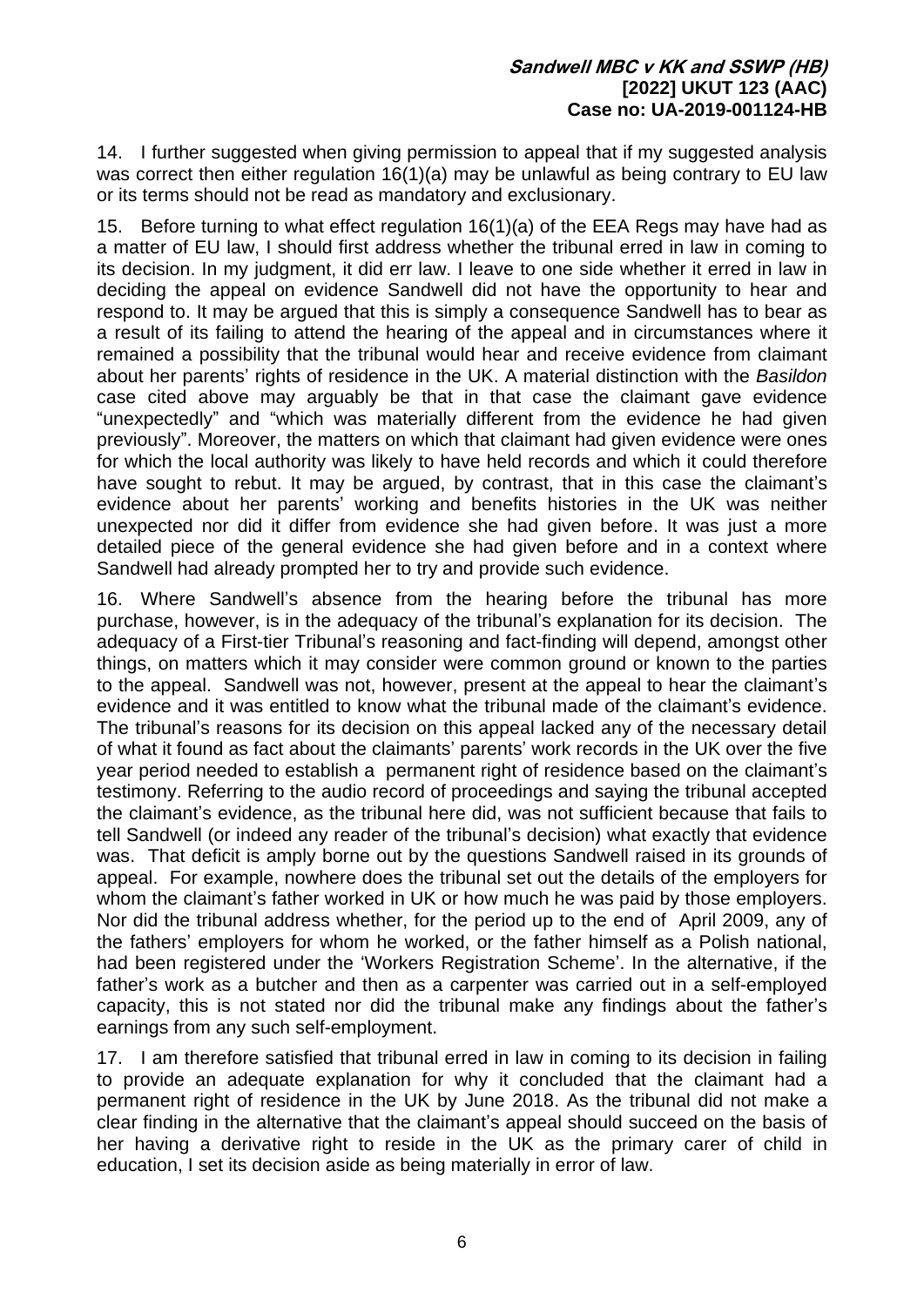14. I further suggested when giving permission to appeal that if my suggested analysis was correct then either regulation 16(1)(a) may be unlawful as being contrary to EU law or its terms should not be read as mandatory and exclusionary.

15. Before turning to what effect regulation 16(1)(a) of the EEA Regs may have had as a matter of EU law, I should first address whether the tribunal erred in law in coming to its decision. In my judgment, it did err law. I leave to one side whether it erred in law in deciding the appeal on evidence Sandwell did not have the opportunity to hear and respond to. It may be argued that this is simply a consequence Sandwell has to bear as a result of its failing to attend the hearing of the appeal and in circumstances where it remained a possibility that the tribunal would hear and receive evidence from claimant about her parents' rights of residence in the UK. A material distinction with the *Basildon* case cited above may arguably be that in that case the claimant gave evidence "unexpectedly" and "which was materially different from the evidence he had given previously". Moreover, the matters on which that claimant had given evidence were ones for which the local authority was likely to have held records and which it could therefore have sought to rebut. It may be argued, by contrast, that in this case the claimant's evidence about her parents' working and benefits histories in the UK was neither unexpected nor did it differ from evidence she had given before. It was just a more detailed piece of the general evidence she had given before and in a context where Sandwell had already prompted her to try and provide such evidence.

16. Where Sandwell's absence from the hearing before the tribunal has more purchase, however, is in the adequacy of the tribunal's explanation for its decision. The adequacy of a First-tier Tribunal's reasoning and fact-finding will depend, amongst other things, on matters which it may consider were common ground or known to the parties to the appeal. Sandwell was not, however, present at the appeal to hear the claimant's evidence and it was entitled to know what the tribunal made of the claimant's evidence. The tribunal's reasons for its decision on this appeal lacked any of the necessary detail of what it found as fact about the claimants' parents' work records in the UK over the five year period needed to establish a permanent right of residence based on the claimant's testimony. Referring to the audio record of proceedings and saying the tribunal accepted the claimant's evidence, as the tribunal here did, was not sufficient because that fails to tell Sandwell (or indeed any reader of the tribunal's decision) what exactly that evidence was. That deficit is amply borne out by the questions Sandwell raised in its grounds of appeal. For example, nowhere does the tribunal set out the details of the employers for whom the claimant's father worked in UK or how much he was paid by those employers. Nor did the tribunal address whether, for the period up to the end of April 2009, any of the fathers' employers for whom he worked, or the father himself as a Polish national, had been registered under the 'Workers Registration Scheme'. In the alternative, if the father's work as a butcher and then as a carpenter was carried out in a self-employed capacity, this is not stated nor did the tribunal make any findings about the father's earnings from any such self-employment.

17. I am therefore satisfied that tribunal erred in law in coming to its decision in failing to provide an adequate explanation for why it concluded that the claimant had a permanent right of residence in the UK by June 2018. As the tribunal did not make a clear finding in the alternative that the claimant's appeal should succeed on the basis of her having a derivative right to reside in the UK as the primary carer of child in education, I set its decision aside as being materially in error of law.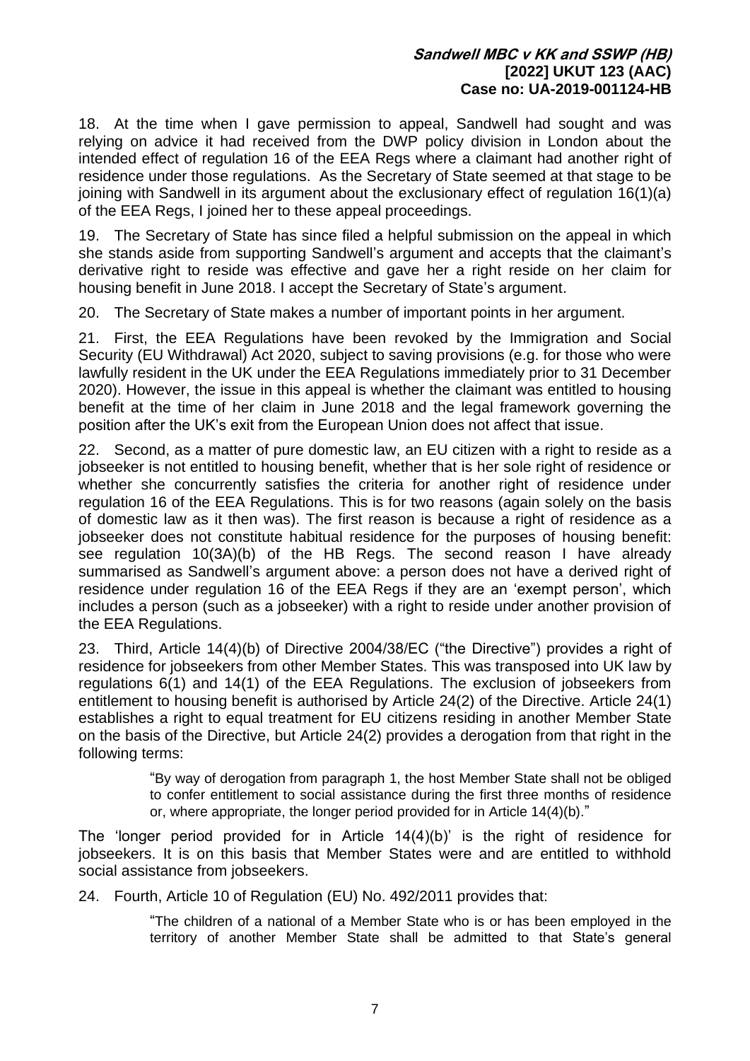18. At the time when I gave permission to appeal, Sandwell had sought and was relying on advice it had received from the DWP policy division in London about the intended effect of regulation 16 of the EEA Regs where a claimant had another right of residence under those regulations. As the Secretary of State seemed at that stage to be joining with Sandwell in its argument about the exclusionary effect of regulation 16(1)(a) of the EEA Regs, I joined her to these appeal proceedings.

19. The Secretary of State has since filed a helpful submission on the appeal in which she stands aside from supporting Sandwell's argument and accepts that the claimant's derivative right to reside was effective and gave her a right reside on her claim for housing benefit in June 2018. I accept the Secretary of State's argument.

20. The Secretary of State makes a number of important points in her argument.

21. First, the EEA Regulations have been revoked by the Immigration and Social Security (EU Withdrawal) Act 2020, subject to saving provisions (e.g. for those who were lawfully resident in the UK under the EEA Regulations immediately prior to 31 December 2020). However, the issue in this appeal is whether the claimant was entitled to housing benefit at the time of her claim in June 2018 and the legal framework governing the position after the UK's exit from the European Union does not affect that issue.

22. Second, as a matter of pure domestic law, an EU citizen with a right to reside as a jobseeker is not entitled to housing benefit, whether that is her sole right of residence or whether she concurrently satisfies the criteria for another right of residence under regulation 16 of the EEA Regulations. This is for two reasons (again solely on the basis of domestic law as it then was). The first reason is because a right of residence as a jobseeker does not constitute habitual residence for the purposes of housing benefit: see regulation 10(3A)(b) of the HB Regs. The second reason I have already summarised as Sandwell's argument above: a person does not have a derived right of residence under regulation 16 of the EEA Regs if they are an 'exempt person', which includes a person (such as a jobseeker) with a right to reside under another provision of the EEA Regulations.

23. Third, Article 14(4)(b) of Directive 2004/38/EC ("the Directive") provides a right of residence for jobseekers from other Member States. This was transposed into UK law by regulations 6(1) and 14(1) of the EEA Regulations. The exclusion of jobseekers from entitlement to housing benefit is authorised by Article 24(2) of the Directive. Article 24(1) establishes a right to equal treatment for EU citizens residing in another Member State on the basis of the Directive, but Article 24(2) provides a derogation from that right in the following terms:

> "By way of derogation from paragraph 1, the host Member State shall not be obliged to confer entitlement to social assistance during the first three months of residence or, where appropriate, the longer period provided for in Article 14(4)(b)."

The 'longer period provided for in Article 14(4)(b)' is the right of residence for jobseekers. It is on this basis that Member States were and are entitled to withhold social assistance from jobseekers.

24. Fourth, Article 10 of Regulation (EU) No. 492/2011 provides that:

> "The children of a national of a Member State who is or has been employed in the territory of another Member State shall be admitted to that State's general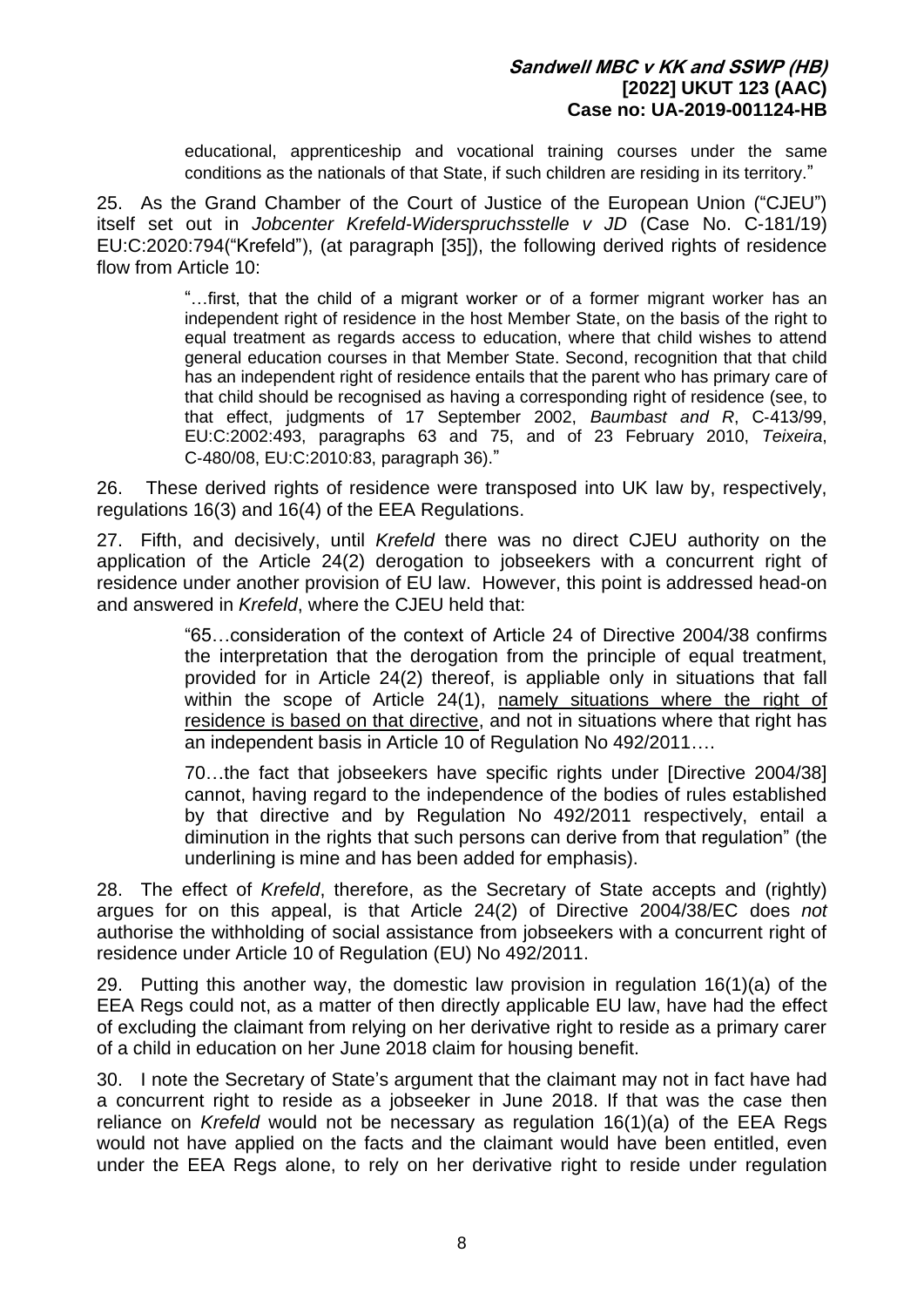> educational, apprenticeship and vocational training courses under the same conditions as the nationals of that State, if such children are residing in its territory."

25. As the Grand Chamber of the Court of Justice of the European Union ("CJEU") itself set out in *Jobcenter Krefeld-Widerspruchsstelle v JD* (Case No. C-181/19) EU:C:2020:794("Krefeld"), (at paragraph [35]), the following derived rights of residence flow from Article 10:

> "…first, that the child of a migrant worker or of a former migrant worker has an independent right of residence in the host Member State, on the basis of the right to equal treatment as regards access to education, where that child wishes to attend general education courses in that Member State. Second, recognition that that child has an independent right of residence entails that the parent who has primary care of that child should be recognised as having a corresponding right of residence (see, to that effect, judgments of 17 September 2002, *Baumbast and R*, C-413/99, EU:C:2002:493, paragraphs 63 and 75, and of 23 February 2010, *Teixeira*, C-480/08, EU:C:2010:83, paragraph 36)."

26. These derived rights of residence were transposed into UK law by, respectively, regulations 16(3) and 16(4) of the EEA Regulations.

27. Fifth, and decisively, until *Krefeld* there was no direct CJEU authority on the application of the Article 24(2) derogation to jobseekers with a concurrent right of residence under another provision of EU law. However, this point is addressed head-on and answered in *Krefeld*, where the CJEU held that:

> "65…consideration of the context of Article 24 of Directive 2004/38 confirms the interpretation that the derogation from the principle of equal treatment, provided for in Article 24(2) thereof, is appliable only in situations that fall within the scope of Article 24(1), <u>namely situations where the right of residence is based on that directive</u>, and not in situations where that right has an independent basis in Article 10 of Regulation No 492/2011….
>
> 70…the fact that jobseekers have specific rights under [Directive 2004/38] cannot, having regard to the independence of the bodies of rules established by that directive and by Regulation No 492/2011 respectively, entail a diminution in the rights that such persons can derive from that regulation" (the underlining is mine and has been added for emphasis).

28. The effect of *Krefeld*, therefore, as the Secretary of State accepts and (rightly) argues for on this appeal, is that Article 24(2) of Directive 2004/38/EC does *not* authorise the withholding of social assistance from jobseekers with a concurrent right of residence under Article 10 of Regulation (EU) No 492/2011.

29. Putting this another way, the domestic law provision in regulation 16(1)(a) of the EEA Regs could not, as a matter of then directly applicable EU law, have had the effect of excluding the claimant from relying on her derivative right to reside as a primary carer of a child in education on her June 2018 claim for housing benefit.

30. I note the Secretary of State's argument that the claimant may not in fact have had a concurrent right to reside as a jobseeker in June 2018. If that was the case then reliance on *Krefeld* would not be necessary as regulation 16(1)(a) of the EEA Regs would not have applied on the facts and the claimant would have been entitled, even under the EEA Regs alone, to rely on her derivative right to reside under regulation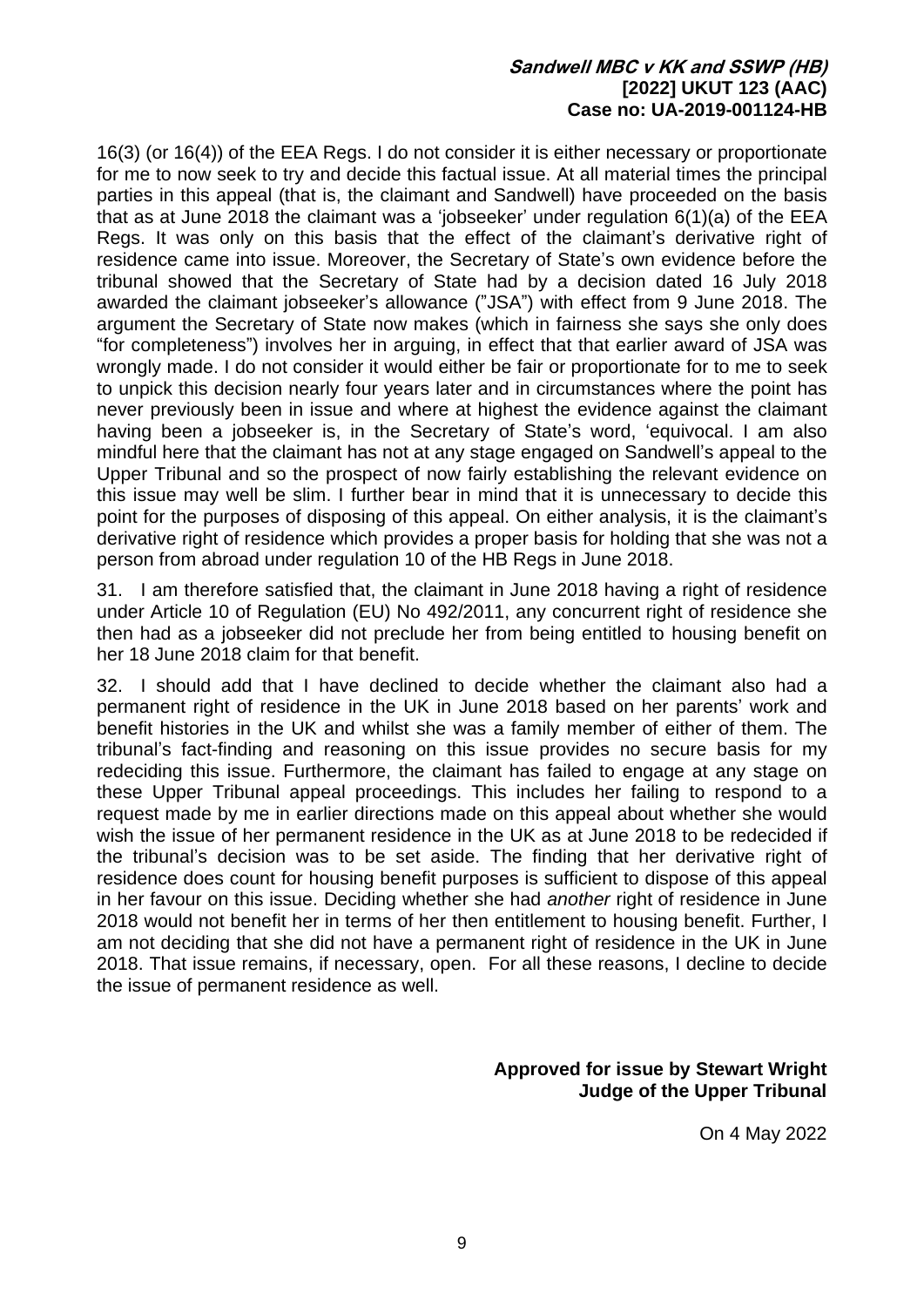16(3) (or 16(4)) of the EEA Regs. I do not consider it is either necessary or proportionate for me to now seek to try and decide this factual issue. At all material times the principal parties in this appeal (that is, the claimant and Sandwell) have proceeded on the basis that as at June 2018 the claimant was a 'jobseeker' under regulation 6(1)(a) of the EEA Regs. It was only on this basis that the effect of the claimant's derivative right of residence came into issue. Moreover, the Secretary of State's own evidence before the tribunal showed that the Secretary of State had by a decision dated 16 July 2018 awarded the claimant jobseeker's allowance ("JSA") with effect from 9 June 2018. The argument the Secretary of State now makes (which in fairness she says she only does "for completeness") involves her in arguing, in effect that that earlier award of JSA was wrongly made. I do not consider it would either be fair or proportionate for to me to seek to unpick this decision nearly four years later and in circumstances where the point has never previously been in issue and where at highest the evidence against the claimant having been a jobseeker is, in the Secretary of State's word, 'equivocal. I am also mindful here that the claimant has not at any stage engaged on Sandwell's appeal to the Upper Tribunal and so the prospect of now fairly establishing the relevant evidence on this issue may well be slim. I further bear in mind that it is unnecessary to decide this point for the purposes of disposing of this appeal. On either analysis, it is the claimant's derivative right of residence which provides a proper basis for holding that she was not a person from abroad under regulation 10 of the HB Regs in June 2018.

31. I am therefore satisfied that, the claimant in June 2018 having a right of residence under Article 10 of Regulation (EU) No 492/2011, any concurrent right of residence she then had as a jobseeker did not preclude her from being entitled to housing benefit on her 18 June 2018 claim for that benefit.

32. I should add that I have declined to decide whether the claimant also had a permanent right of residence in the UK in June 2018 based on her parents' work and benefit histories in the UK and whilst she was a family member of either of them. The tribunal's fact-finding and reasoning on this issue provides no secure basis for my redeciding this issue. Furthermore, the claimant has failed to engage at any stage on these Upper Tribunal appeal proceedings. This includes her failing to respond to a request made by me in earlier directions made on this appeal about whether she would wish the issue of her permanent residence in the UK as at June 2018 to be redecided if the tribunal's decision was to be set aside. The finding that her derivative right of residence does count for housing benefit purposes is sufficient to dispose of this appeal in her favour on this issue. Deciding whether she had *another* right of residence in June 2018 would not benefit her in terms of her then entitlement to housing benefit. Further, I am not deciding that she did not have a permanent right of residence in the UK in June 2018. That issue remains, if necessary, open. For all these reasons, I decline to decide the issue of permanent residence as well.

**Approved for issue by Stewart Wright**
**Judge of the Upper Tribunal**

On 4 May 2022